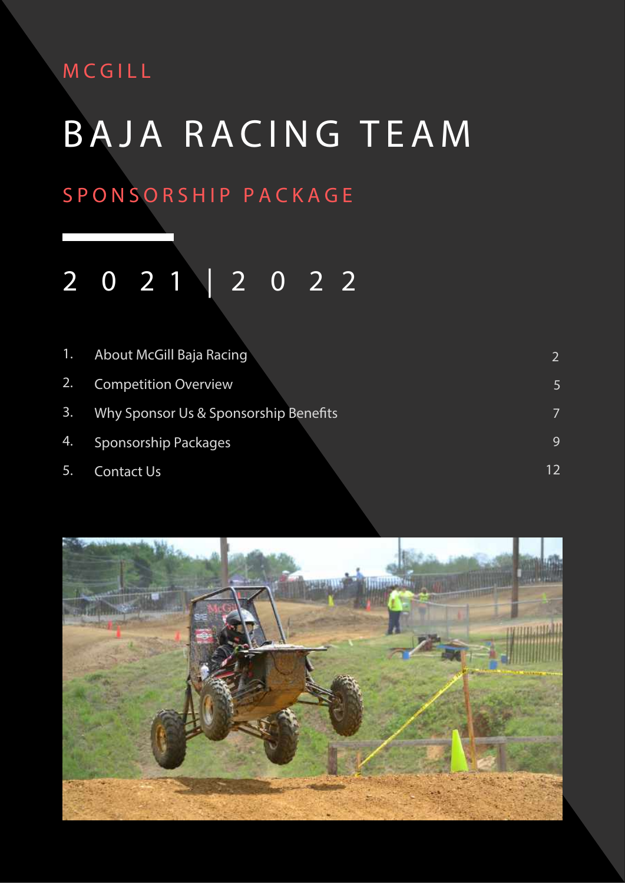MCGILL

# BAJA RACING TEAM

## SPONSORSHIP PACKAGE

2021 | 2022

| | | |
|---|---|---|
| 1. | About McGill Baja Racing | 2 |
| 2. | Competition Overview | 5 |
| 3. | Why Sponsor Us & Sponsorship Benefits | 7 |
| 4. | Sponsorship Packages | 9 |
| 5. | Contact Us | 12 |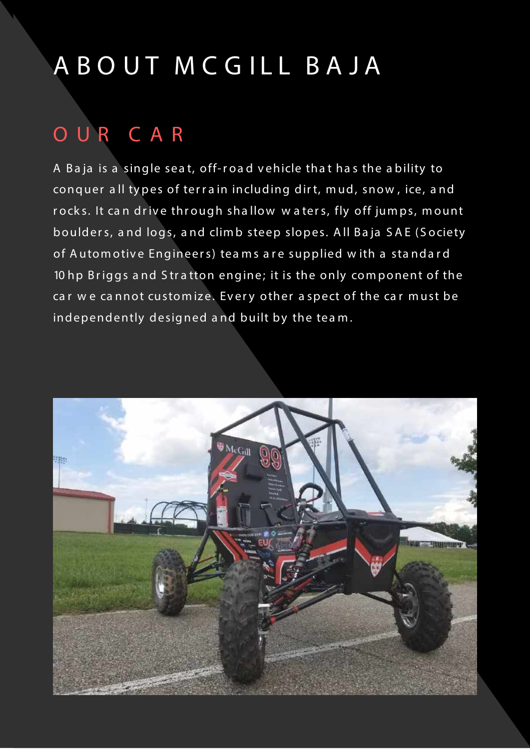# ABOUT MCGILL BAJA

## OUR CAR

A Baja is a single seat, off-road vehicle that has the ability to conquer all types of terrain including dirt, mud, snow, ice, and rocks. It can drive through shallow waters, fly off jumps, mount boulders, and logs, and climb steep slopes. All Baja SAE (Society of Automotive Engineers) teams are supplied with a standard 10 hp Briggs and Stratton engine; it is the only component of the car we cannot customize. Every other aspect of the car must be independently designed and built by the team.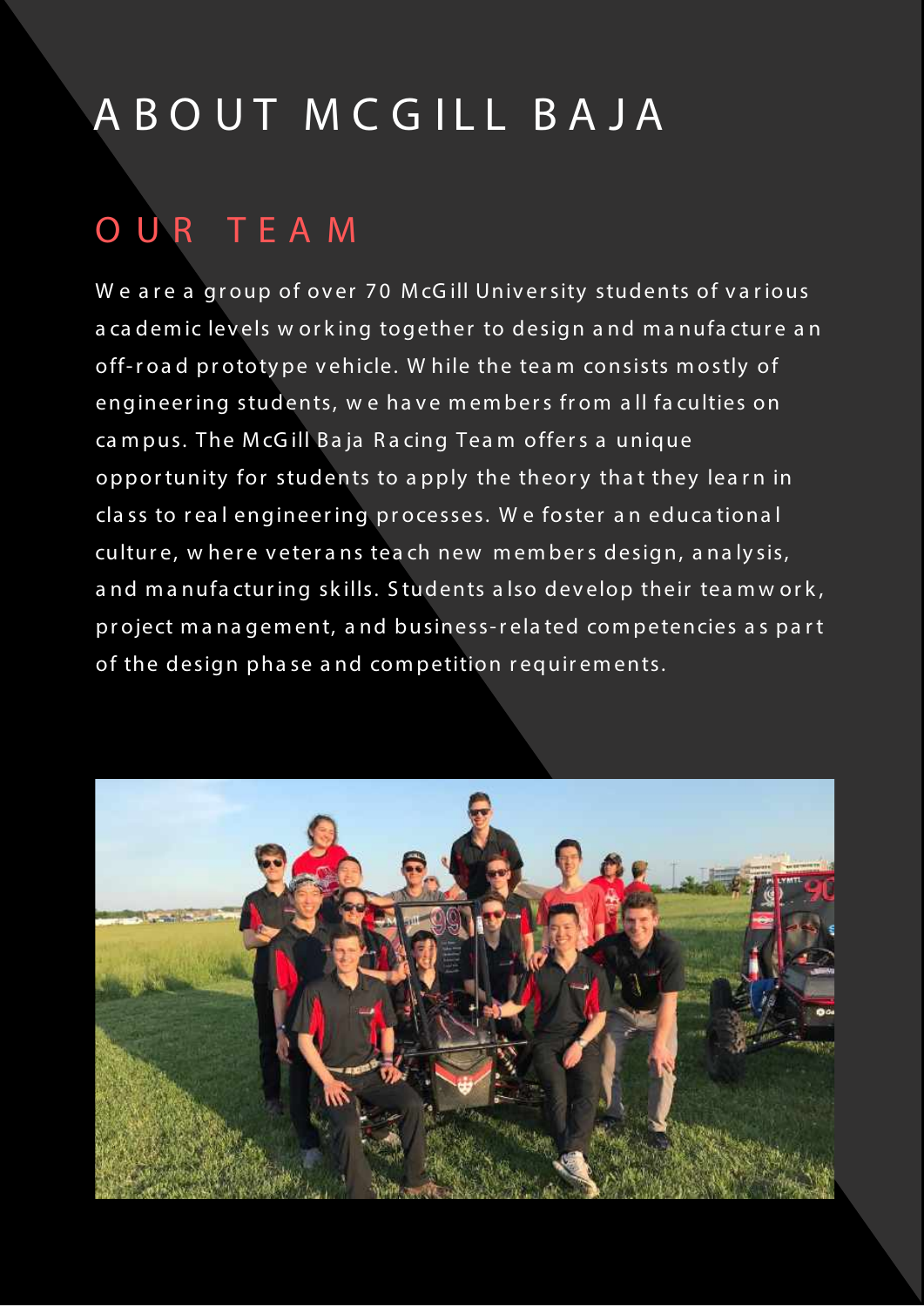# ABOUT MCGILL BAJA

## OUR TEAM

We are a group of over 70 McGill University students of various academic levels working together to design and manufacture an off-road prototype vehicle. While the team consists mostly of engineering students, we have members from all faculties on campus. The McGill Baja Racing Team offers a unique opportunity for students to apply the theory that they learn in class to real engineering processes. We foster an educational culture, where veterans teach new members design, analysis, and manufacturing skills. Students also develop their teamwork, project management, and business-related competencies as part of the design phase and competition requirements.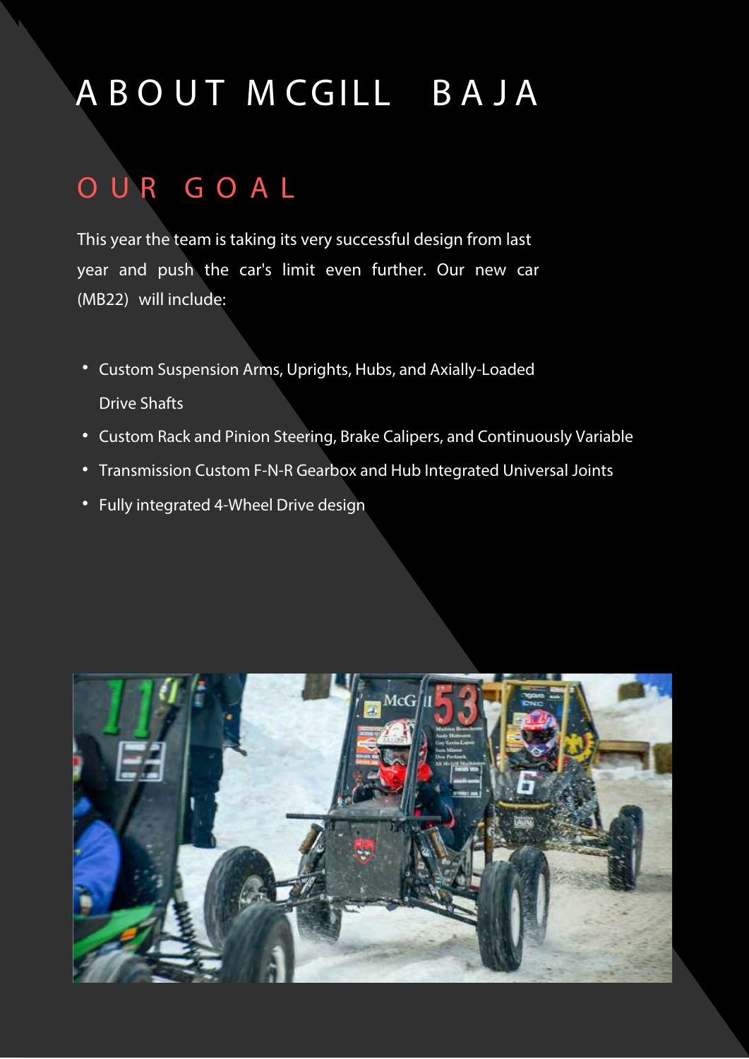# ABOUT MCGILL BAJA

## OUR GOAL

This year the team is taking its very successful design from last year and push the car's limit even further. Our new car (MB22) will include:

- Custom Suspension Arms, Uprights, Hubs, and Axially-Loaded Drive Shafts
- Custom Rack and Pinion Steering, Brake Calipers, and Continuously Variable
- Transmission Custom F-N-R Gearbox and Hub Integrated Universal Joints
- Fully integrated 4-Wheel Drive design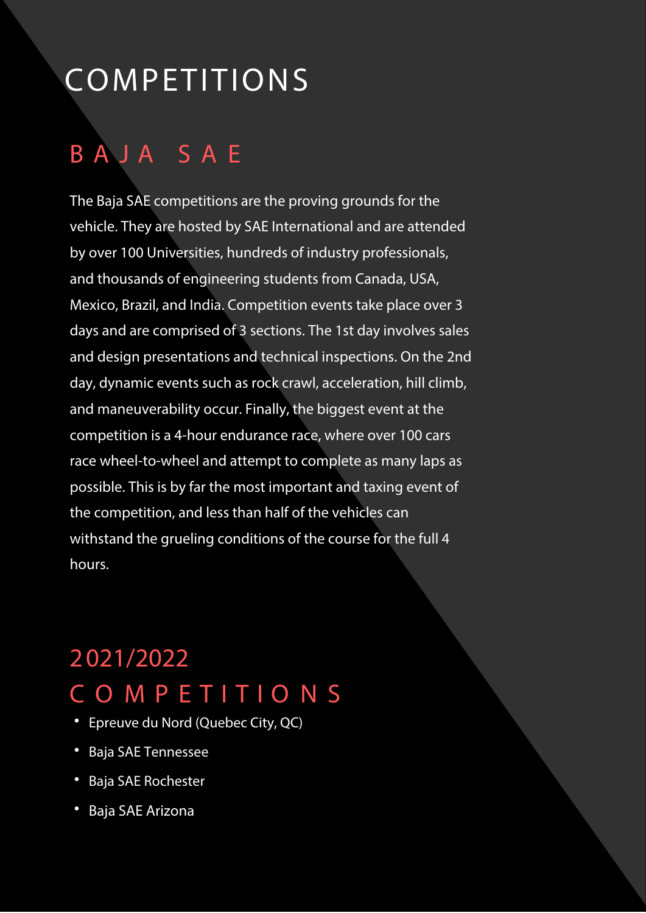# COMPETITIONS

## BAJA SAE

The Baja SAE competitions are the proving grounds for the vehicle. They are hosted by SAE International and are attended by over 100 Universities, hundreds of industry professionals, and thousands of engineering students from Canada, USA, Mexico, Brazil, and India. Competition events take place over 3 days and are comprised of 3 sections. The 1st day involves sales and design presentations and technical inspections. On the 2nd day, dynamic events such as rock crawl, acceleration, hill climb, and maneuverability occur. Finally, the biggest event at the competition is a 4-hour endurance race, where over 100 cars race wheel-to-wheel and attempt to complete as many laps as possible. This is by far the most important and taxing event of the competition, and less than half of the vehicles can withstand the grueling conditions of the course for the full 4 hours.

## 2021/2022 COMPETITIONS

- Epreuve du Nord (Quebec City, QC)
- Baja SAE Tennessee
- Baja SAE Rochester
- Baja SAE Arizona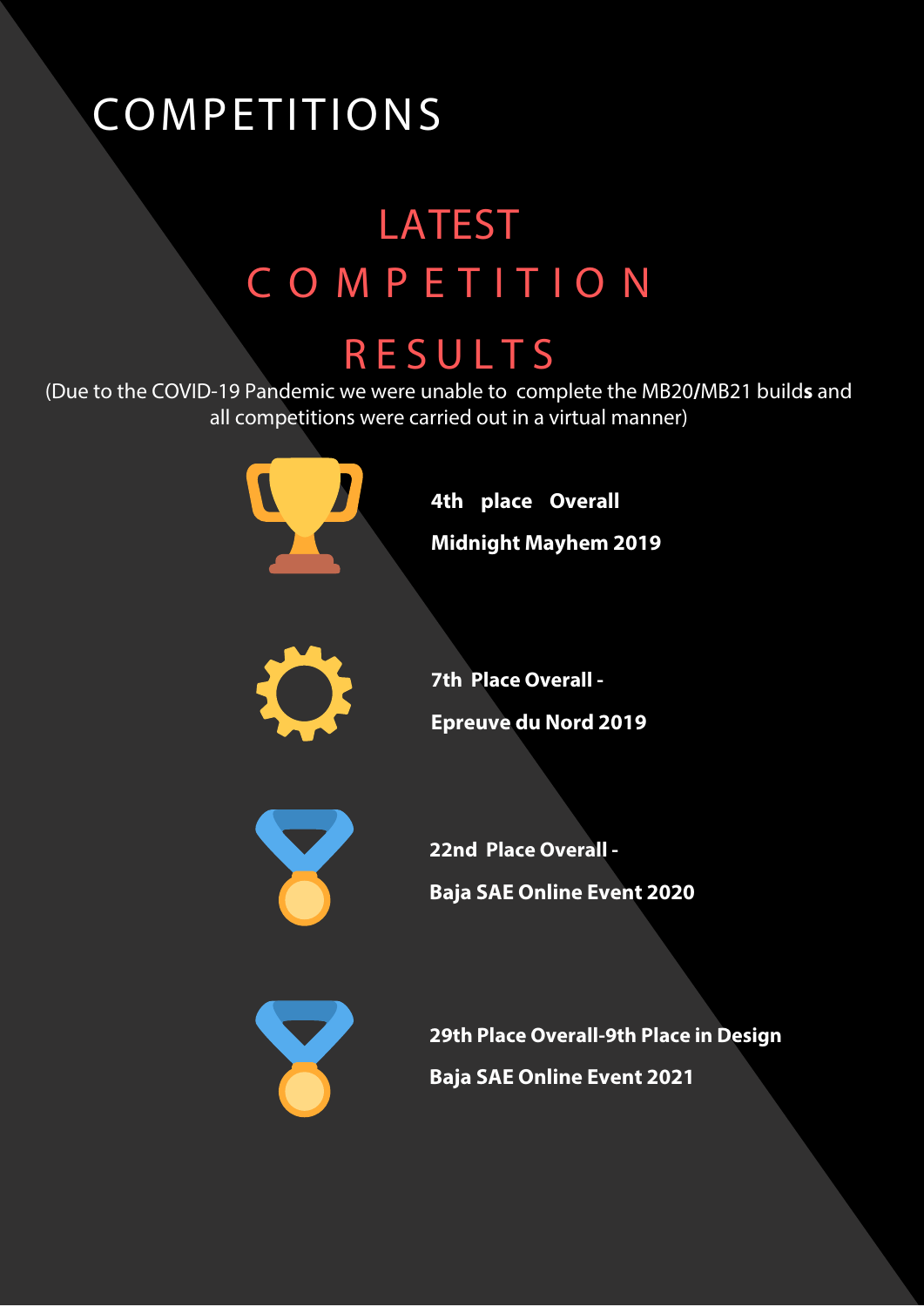# COMPETITIONS

## LATEST COMPETITION RESULTS

(Due to the COVID-19 Pandemic we were unable to complete the MB20/MB21 build**s** and all competitions were carried out in a virtual manner)

**4th place Overall**

**Midnight Mayhem 2019**

**7th Place Overall -**

**Epreuve du Nord 2019**

**22nd Place Overall -**

**Baja SAE Online Event 2020**

**29th Place Overall-9th Place in Design**

**Baja SAE Online Event 2021**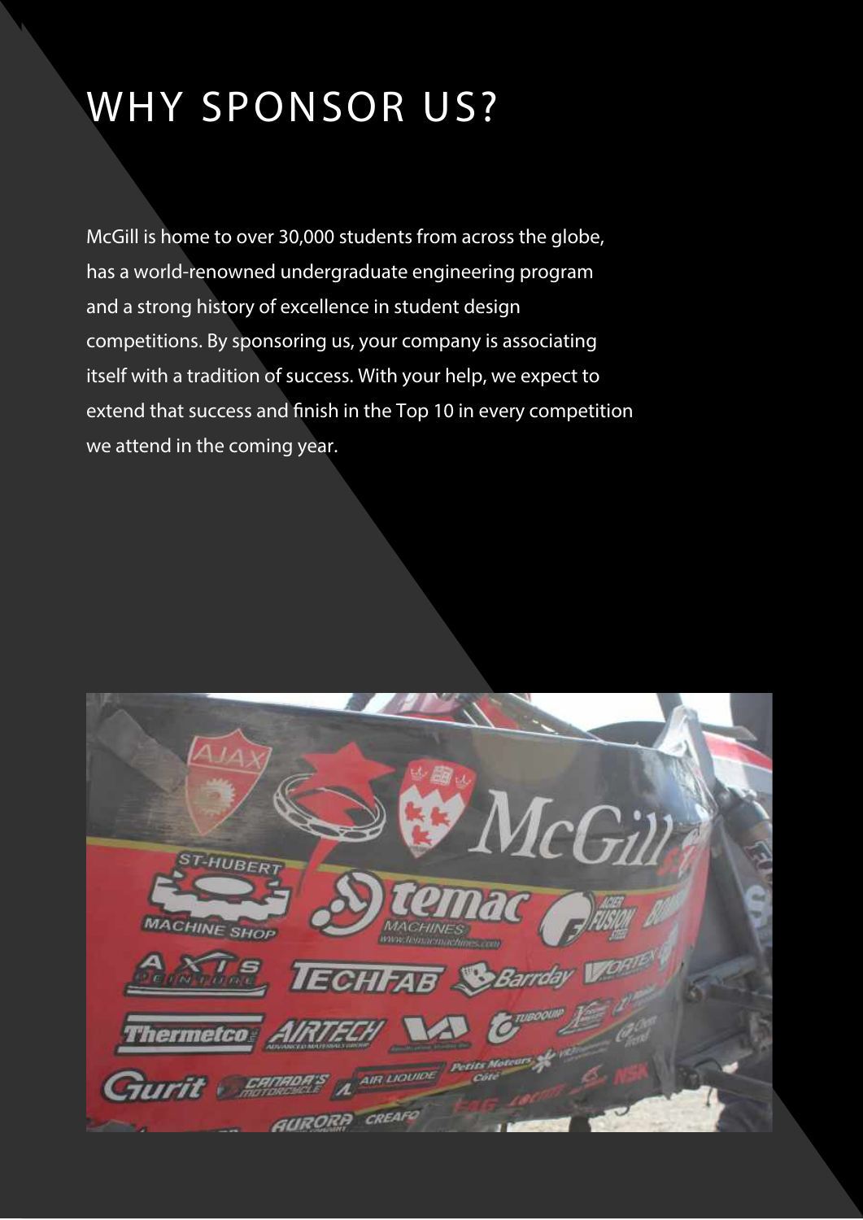# WHY SPONSOR US?

McGill is home to over 30,000 students from across the globe, has a world-renowned undergraduate engineering program and a strong history of excellence in student design competitions. By sponsoring us, your company is associating itself with a tradition of success. With your help, we expect to extend that success and finish in the Top 10 in every competition we attend in the coming year.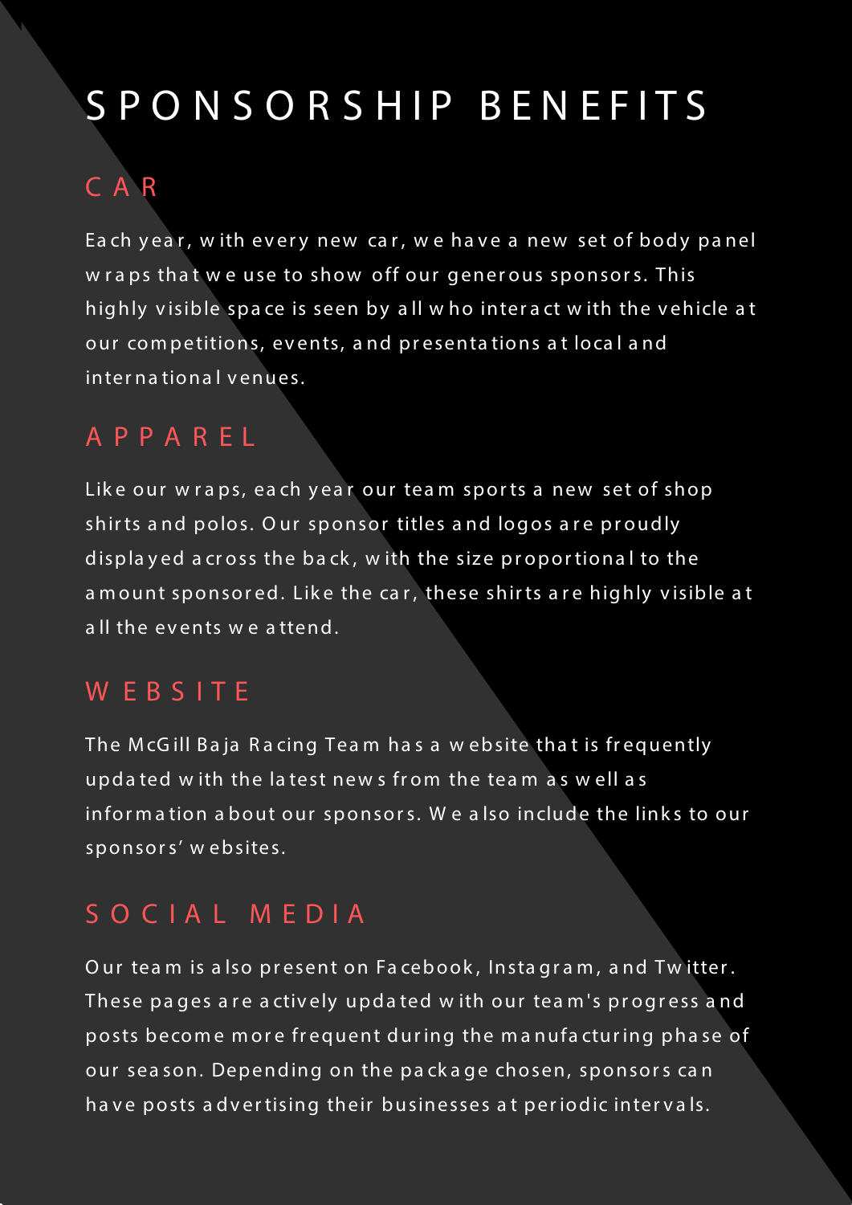# SPONSORSHIP BENEFITS

## CAR

Each year, with every new car, we have a new set of body panel wraps that we use to show off our generous sponsors. This highly visible space is seen by all who interact with the vehicle at our competitions, events, and presentations at local and international venues.

## APPAREL

Like our wraps, each year our team sports a new set of shop shirts and polos. Our sponsor titles and logos are proudly displayed across the back, with the size proportional to the amount sponsored. Like the car, these shirts are highly visible at all the events we attend.

## WEBSITE

The McGill Baja Racing Team has a website that is frequently updated with the latest news from the team as well as information about our sponsors. We also include the links to our sponsors' websites.

## SOCIAL MEDIA

Our team is also present on Facebook, Instagram, and Twitter. These pages are actively updated with our team's progress and posts become more frequent during the manufacturing phase of our season. Depending on the package chosen, sponsors can have posts advertising their businesses at periodic intervals.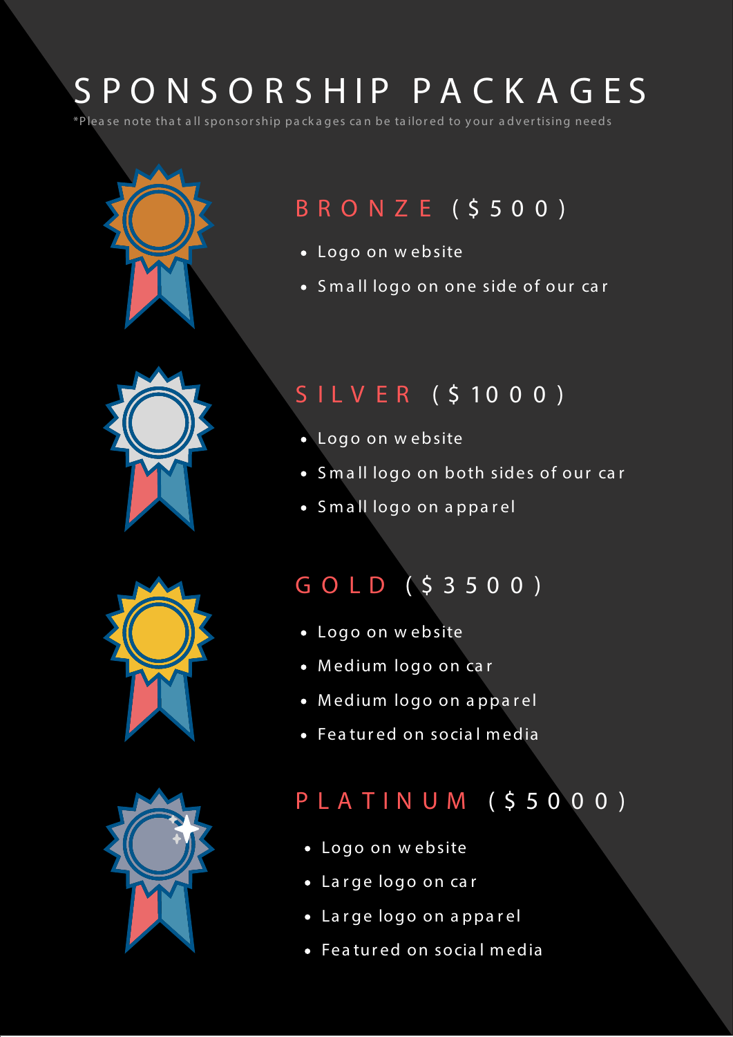# SPONSORSHIP PACKAGES

*Please note that all sponsorship packages can be tailored to your advertising needs

## BRONZE ($500)

- Logo on website
- Small logo on one side of our car

## SILVER ($1000)

- Logo on website
- Small logo on both sides of our car
- Small logo on apparel

## GOLD ($3500)

- Logo on website
- Medium logo on car
- Medium logo on apparel
- Featured on social media

## PLATINUM ($5000)

- Logo on website
- Large logo on car
- Large logo on apparel
- Featured on social media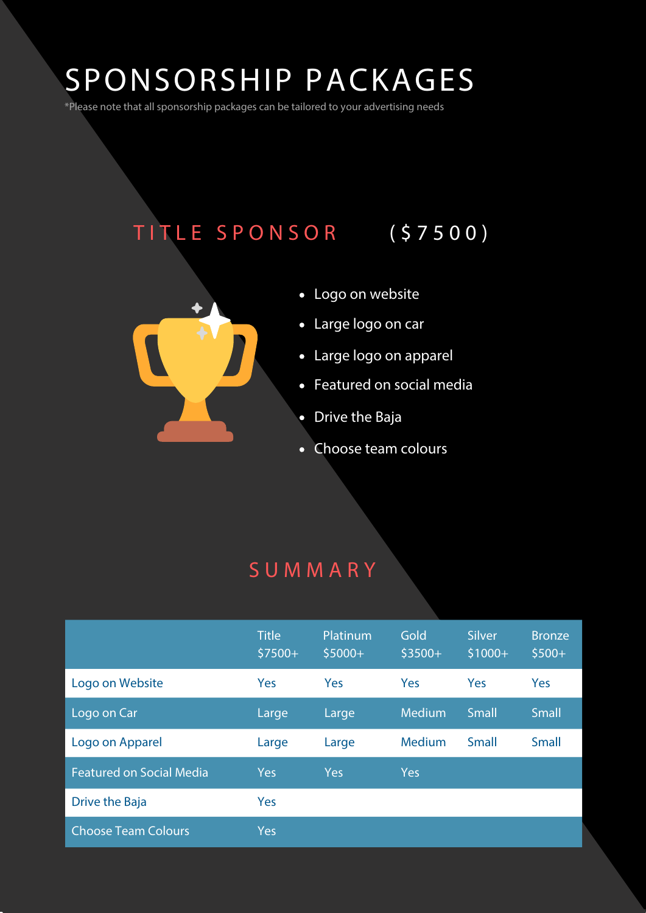# SPONSORSHIP PACKAGES

*Please note that all sponsorship packages can be tailored to your advertising needs

## TITLE SPONSOR ($7500)

- Logo on website
- Large logo on car
- Large logo on apparel
- Featured on social media
- Drive the Baja
- Choose team colours

## SUMMARY

| | Title $7500+ | Platinum $5000+ | Gold $3500+ | Silver $1000+ | Bronze $500+ |
|---|---|---|---|---|---|
| Logo on Website | Yes | Yes | Yes | Yes | Yes |
| Logo on Car | Large | Large | Medium | Small | Small |
| Logo on Apparel | Large | Large | Medium | Small | Small |
| Featured on Social Media | Yes | Yes | Yes | | |
| Drive the Baja | Yes | | | | |
| Choose Team Colours | Yes | | | | |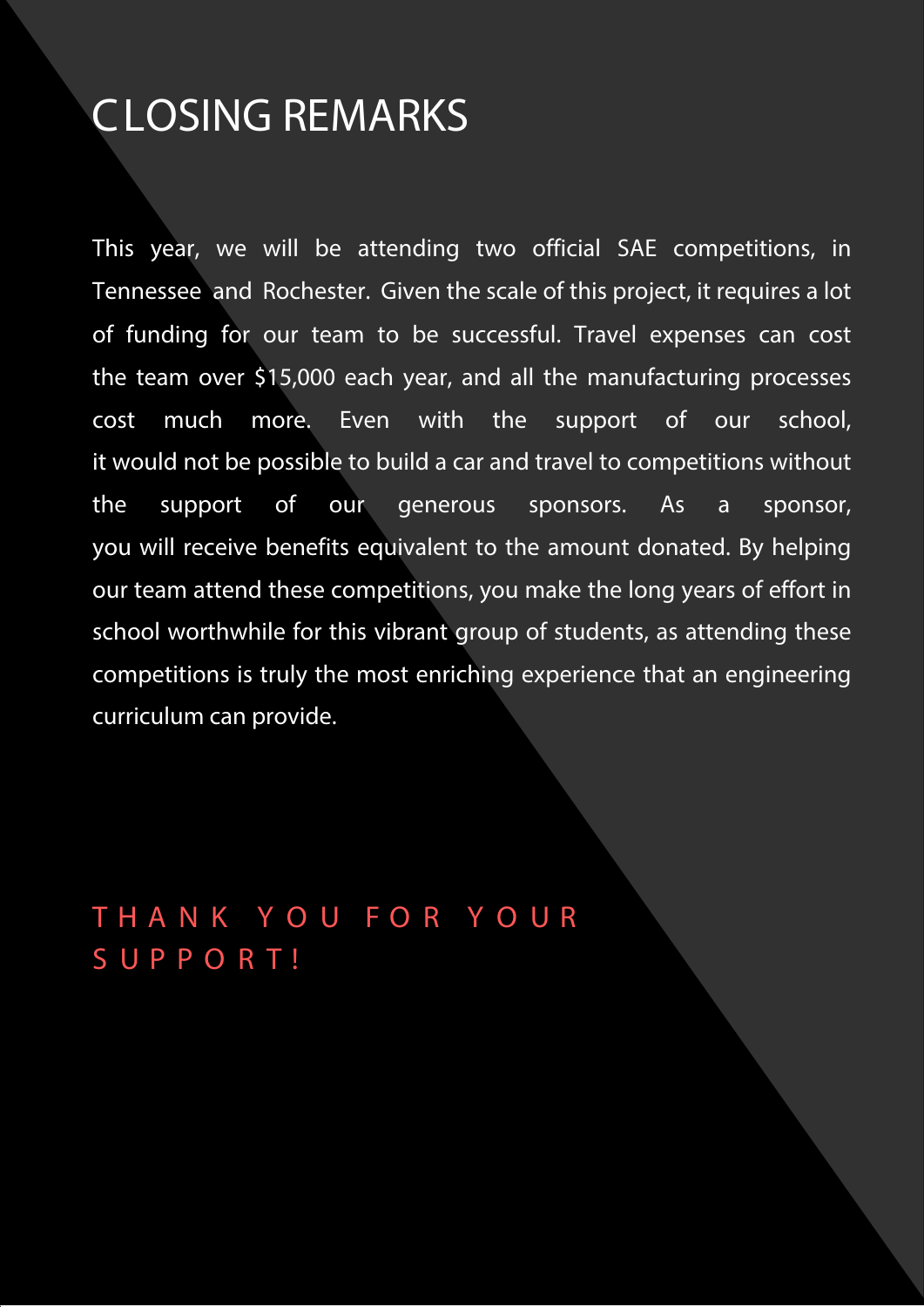# CLOSING REMARKS

This year, we will be attending two official SAE competitions, in Tennessee and Rochester. Given the scale of this project, it requires a lot of funding for our team to be successful. Travel expenses can cost the team over $15,000 each year, and all the manufacturing processes cost much more. Even with the support of our school, it would not be possible to build a car and travel to competitions without the support of our generous sponsors. As a sponsor, you will receive benefits equivalent to the amount donated. By helping our team attend these competitions, you make the long years of effort in school worthwhile for this vibrant group of students, as attending these competitions is truly the most enriching experience that an engineering curriculum can provide.

THANK YOU FOR YOUR SUPPORT!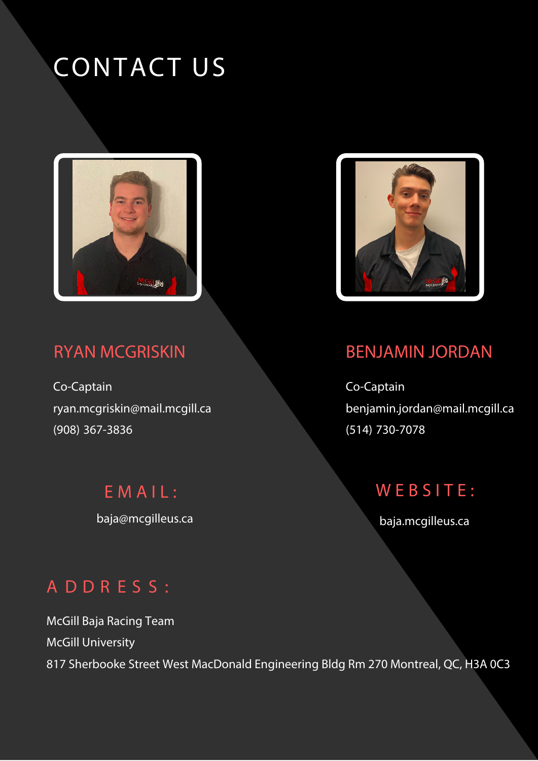# CONTACT US

## RYAN MCGRISKIN

Co-Captain
ryan.mcgriskin@mail.mcgill.ca
(908) 367-3836

## BENJAMIN JORDAN

Co-Captain
benjamin.jordan@mail.mcgill.ca
(514) 730-7078

## EMAIL:

baja@mcgilleus.ca

## WEBSITE:

baja.mcgilleus.ca

## ADDRESS:

McGill Baja Racing Team
McGill University
817 Sherbooke Street West MacDonald Engineering Bldg Rm 270 Montreal, QC, H3A 0C3